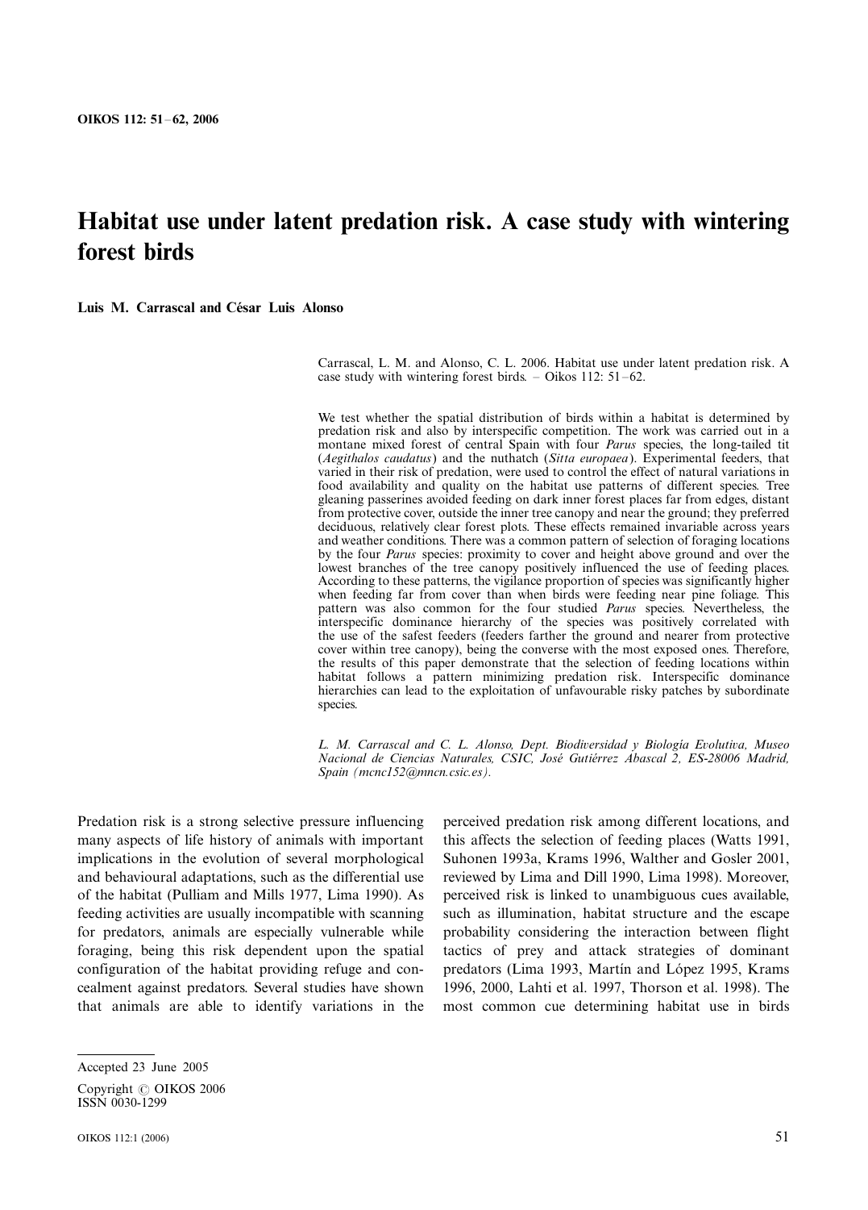# Habitat use under latent predation risk. A case study with wintering forest birds

**Luis M. Carrascal and César Luis Alonso**

Carrascal, L. M. and Alonso, C. L. 2006. Habitat use under latent predation risk. A case study with wintering forest birds. – Oikos 112: 51–62.

We test whether the spatial distribution of birds within a habitat is determined by predation risk and also by interspecific competition. The work was carried out in a montane mixed forest of central Spain with four *Parus* species, the long-tailed tit (*Aegithalos caudatus*) and the nuthatch (*Sitta europaea*). Experimental feeders, that varied in their risk of predation, were used to control the effect of natural variations in food availability and quality on the habitat use patterns of different species. Tree gleaning passerines avoided feeding on dark inner forest places far from edges, distant from protective cover, outside the inner tree canopy and near the ground; they preferred deciduous, relatively clear forest plots. These effects remained invariable across years and weather conditions. There was a common pattern of selection of foraging locations by the four *Parus* species: proximity to cover and height above ground and over the lowest branches of the tree canopy positively influenced the use of feeding places. According to these patterns, the vigilance proportion of species was significantly higher when feeding far from cover than when birds were feeding near pine foliage. This pattern was also common for the four studied *Parus* species. Nevertheless, the interspecific dominance hierarchy of the species was positively correlated with the use of the safest feeders (feeders farther the ground and nearer from protective cover within tree canopy), being the converse with the most exposed ones. Therefore, the results of this paper demonstrate that the selection of feeding locations within habitat follows a pattern minimizing predation risk. Interspecific dominance hierarchies can lead to the exploitation of unfavourable risky patches by subordinate species.

*L. M. Carrascal and C. L. Alonso, Dept. Biodiversidad y Biología Evolutiva, Museo Nacional de Ciencias Naturales, CSIC, José Gutiérrez Abascal 2, ES-28006 Madrid, Spain (mcnc152@mncn.csic.es).*

Predation risk is a strong selective pressure influencing many aspects of life history of animals with important implications in the evolution of several morphological and behavioural adaptations, such as the differential use of the habitat (Pulliam and Mills 1977, Lima 1990). As feeding activities are usually incompatible with scanning for predators, animals are especially vulnerable while foraging, being this risk dependent upon the spatial configuration of the habitat providing refuge and concealment against predators. Several studies have shown that animals are able to identify variations in the perceived predation risk among different locations, and this affects the selection of feeding places (Watts 1991, Suhonen 1993a, Krams 1996, Walther and Gosler 2001, reviewed by Lima and Dill 1990, Lima 1998). Moreover, perceived risk is linked to unambiguous cues available, such as illumination, habitat structure and the escape probability considering the interaction between flight tactics of prey and attack strategies of dominant predators (Lima 1993, Martín and López 1995, Krams 1996, 2000, Lahti et al. 1997, Thorson et al. 1998). The most common cue determining habitat use in birds

Accepted 23 June 2005

Copyright © OIKOS 2006
ISSN 0030-1299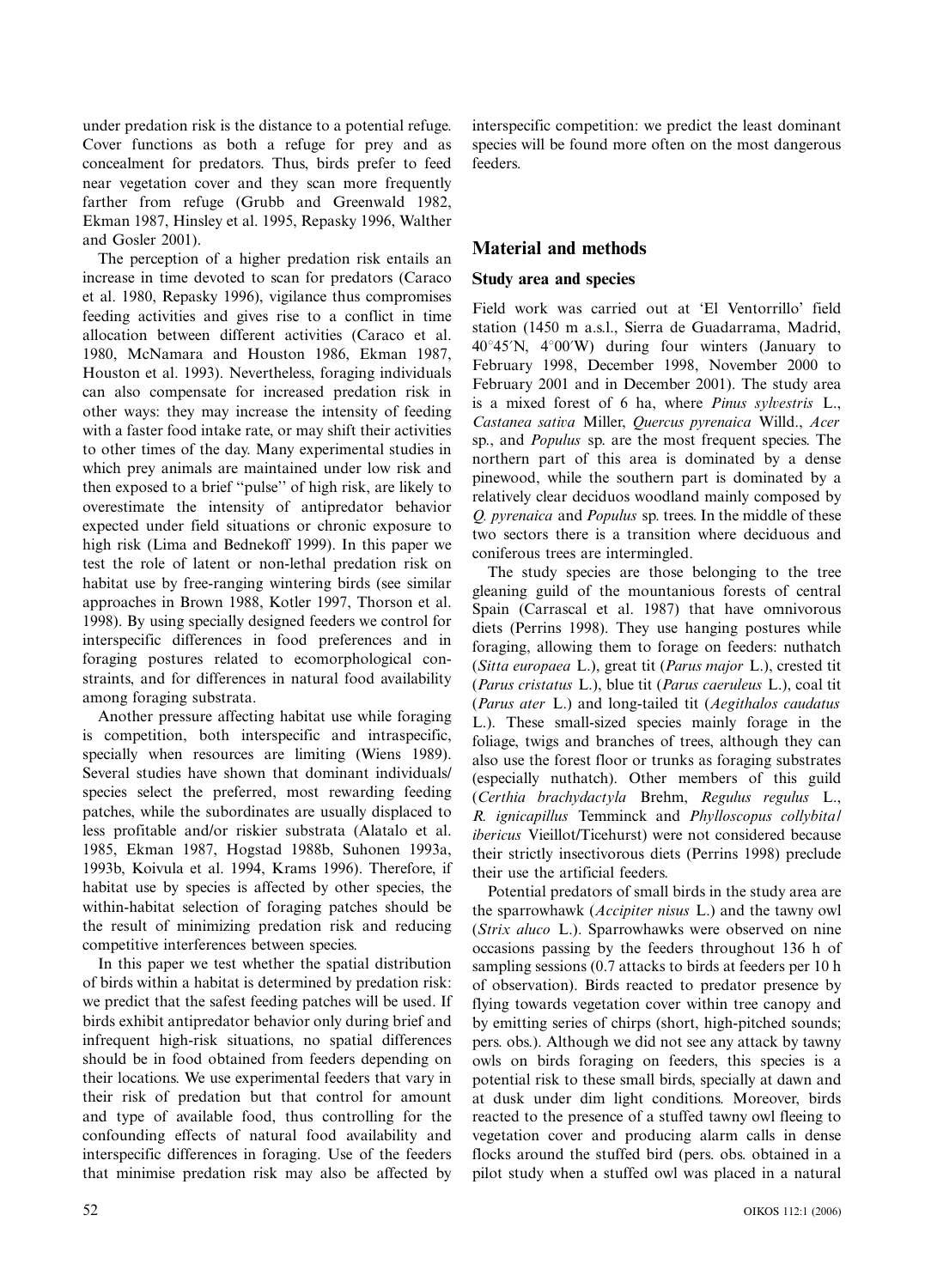under predation risk is the distance to a potential refuge. Cover functions as both a refuge for prey and as concealment for predators. Thus, birds prefer to feed near vegetation cover and they scan more frequently farther from refuge (Grubb and Greenwald 1982, Ekman 1987, Hinsley et al. 1995, Repasky 1996, Walther and Gosler 2001).

The perception of a higher predation risk entails an increase in time devoted to scan for predators (Caraco et al. 1980, Repasky 1996), vigilance thus compromises feeding activities and gives rise to a conflict in time allocation between different activities (Caraco et al. 1980, McNamara and Houston 1986, Ekman 1987, Houston et al. 1993). Nevertheless, foraging individuals can also compensate for increased predation risk in other ways: they may increase the intensity of feeding with a faster food intake rate, or may shift their activities to other times of the day. Many experimental studies in which prey animals are maintained under low risk and then exposed to a brief ''pulse'' of high risk, are likely to overestimate the intensity of antipredator behavior expected under field situations or chronic exposure to high risk (Lima and Bednekoff 1999). In this paper we test the role of latent or non-lethal predation risk on habitat use by free-ranging wintering birds (see similar approaches in Brown 1988, Kotler 1997, Thorson et al. 1998). By using specially designed feeders we control for interspecific differences in food preferences and in foraging postures related to ecomorphological constraints, and for differences in natural food availability among foraging substrata.

Another pressure affecting habitat use while foraging is competition, both interspecific and intraspecific, specially when resources are limiting (Wiens 1989). Several studies have shown that dominant individuals/species select the preferred, most rewarding feeding patches, while the subordinates are usually displaced to less profitable and/or riskier substrata (Alatalo et al. 1985, Ekman 1987, Hogstad 1988b, Suhonen 1993a, 1993b, Koivula et al. 1994, Krams 1996). Therefore, if habitat use by species is affected by other species, the within-habitat selection of foraging patches should be the result of minimizing predation risk and reducing competitive interferences between species.

In this paper we test whether the spatial distribution of birds within a habitat is determined by predation risk: we predict that the safest feeding patches will be used. If birds exhibit antipredator behavior only during brief and infrequent high-risk situations, no spatial differences should be in food obtained from feeders depending on their locations. We use experimental feeders that vary in their risk of predation but that control for amount and type of available food, thus controlling for the confounding effects of natural food availability and interspecific differences in foraging. Use of the feeders that minimise predation risk may also be affected by interspecific competition: we predict the least dominant species will be found more often on the most dangerous feeders.

## Material and methods

### Study area and species

Field work was carried out at 'El Ventorrillo' field station (1450 m a.s.l., Sierra de Guadarrama, Madrid, 40°45′N, 4°00′W) during four winters (January to February 1998, December 1998, November 2000 to February 2001 and in December 2001). The study area is a mixed forest of 6 ha, where *Pinus sylvestris* L., *Castanea sativa* Miller, *Quercus pyrenaica* Willd., *Acer* sp., and *Populus* sp. are the most frequent species. The northern part of this area is dominated by a dense pinewood, while the southern part is dominated by a relatively clear deciduos woodland mainly composed by *Q. pyrenaica* and *Populus* sp. trees. In the middle of these two sectors there is a transition where deciduous and coniferous trees are intermingled.

The study species are those belonging to the tree gleaning guild of the mountanious forests of central Spain (Carrascal et al. 1987) that have omnivorous diets (Perrins 1998). They use hanging postures while foraging, allowing them to forage on feeders: nuthatch (*Sitta europaea* L.), great tit (*Parus major* L.), crested tit (*Parus cristatus* L.), blue tit (*Parus caeruleus* L.), coal tit (*Parus ater* L.) and long-tailed tit (*Aegithalos caudatus* L.). These small-sized species mainly forage in the foliage, twigs and branches of trees, although they can also use the forest floor or trunks as foraging substrates (especially nuthatch). Other members of this guild (*Certhia brachydactyla* Brehm, *Regulus regulus* L., *R. ignicapillus* Temminck and *Phylloscopus collybita*/*ibericus* Vieillot/Ticehurst) were not considered because their strictly insectivorous diets (Perrins 1998) preclude their use the artificial feeders.

Potential predators of small birds in the study area are the sparrowhawk (*Accipiter nisus* L.) and the tawny owl (*Strix aluco* L.). Sparrowhawks were observed on nine occasions passing by the feeders throughout 136 h of sampling sessions (0.7 attacks to birds at feeders per 10 h of observation). Birds reacted to predator presence by flying towards vegetation cover within tree canopy and by emitting series of chirps (short, high-pitched sounds; pers. obs.). Although we did not see any attack by tawny owls on birds foraging on feeders, this species is a potential risk to these small birds, specially at dawn and at dusk under dim light conditions. Moreover, birds reacted to the presence of a stuffed tawny owl fleeing to vegetation cover and producing alarm calls in dense flocks around the stuffed bird (pers. obs. obtained in a pilot study when a stuffed owl was placed in a natural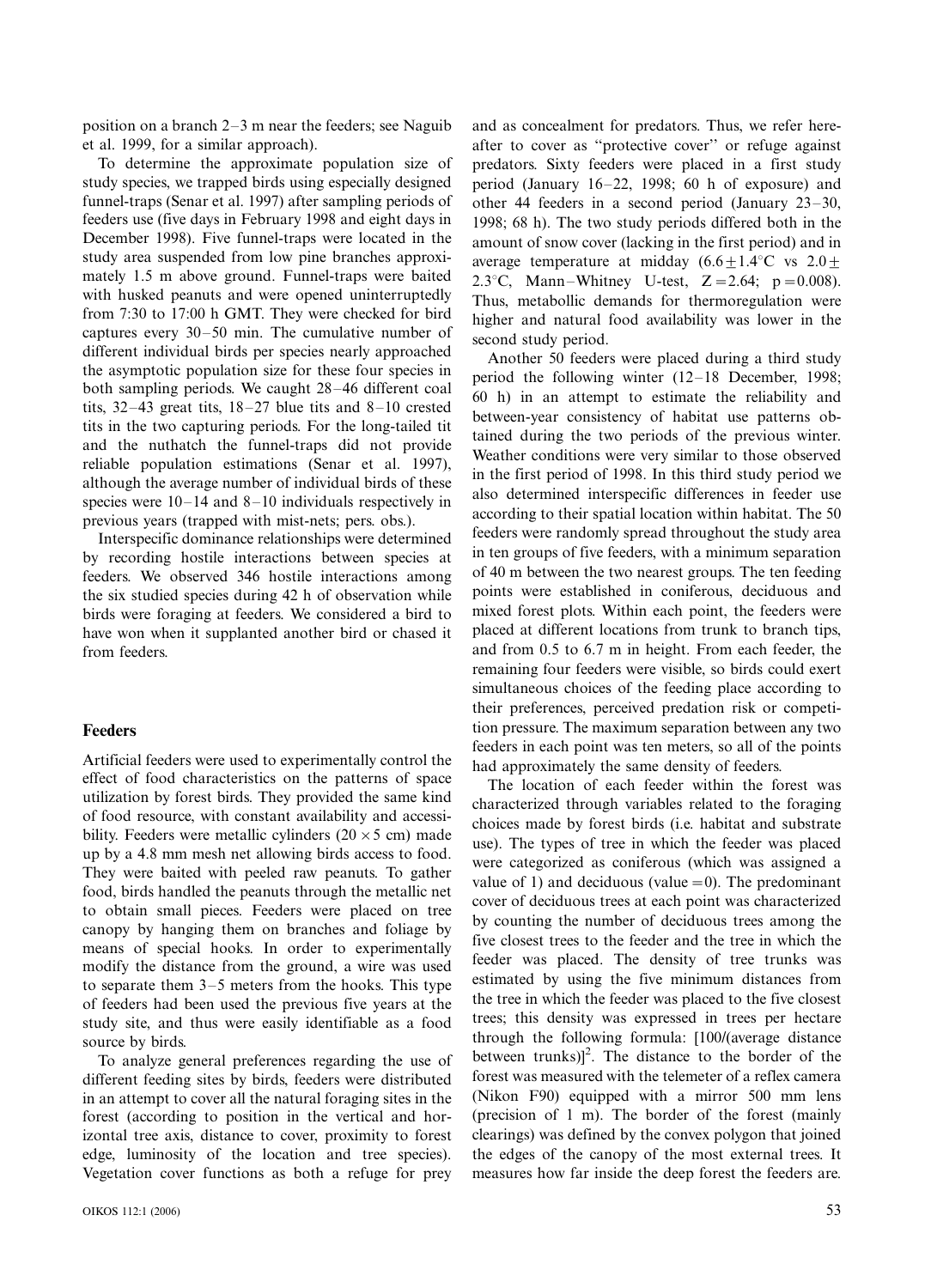position on a branch 2–3 m near the feeders; see Naguib et al. 1999, for a similar approach).

To determine the approximate population size of study species, we trapped birds using especially designed funnel-traps (Senar et al. 1997) after sampling periods of feeders use (five days in February 1998 and eight days in December 1998). Five funnel-traps were located in the study area suspended from low pine branches approximately 1.5 m above ground. Funnel-traps were baited with husked peanuts and were opened uninterruptedly from 7:30 to 17:00 h GMT. They were checked for bird captures every 30–50 min. The cumulative number of different individual birds per species nearly approached the asymptotic population size for these four species in both sampling periods. We caught 28–46 different coal tits, 32–43 great tits, 18–27 blue tits and 8–10 crested tits in the two capturing periods. For the long-tailed tit and the nuthatch the funnel-traps did not provide reliable population estimations (Senar et al. 1997), although the average number of individual birds of these species were 10–14 and 8–10 individuals respectively in previous years (trapped with mist-nets; pers. obs.).

Interspecific dominance relationships were determined by recording hostile interactions between species at feeders. We observed 346 hostile interactions among the six studied species during 42 h of observation while birds were foraging at feeders. We considered a bird to have won when it supplanted another bird or chased it from feeders.

## Feeders

Artificial feeders were used to experimentally control the effect of food characteristics on the patterns of space utilization by forest birds. They provided the same kind of food resource, with constant availability and accessibility. Feeders were metallic cylinders (20 × 5 cm) made up by a 4.8 mm mesh net allowing birds access to food. They were baited with peeled raw peanuts. To gather food, birds handled the peanuts through the metallic net to obtain small pieces. Feeders were placed on tree canopy by hanging them on branches and foliage by means of special hooks. In order to experimentally modify the distance from the ground, a wire was used to separate them 3–5 meters from the hooks. This type of feeders had been used the previous five years at the study site, and thus were easily identifiable as a food source by birds.

To analyze general preferences regarding the use of different feeding sites by birds, feeders were distributed in an attempt to cover all the natural foraging sites in the forest (according to position in the vertical and horizontal tree axis, distance to cover, proximity to forest edge, luminosity of the location and tree species). Vegetation cover functions as both a refuge for prey and as concealment for predators. Thus, we refer hereafter to cover as "protective cover" or refuge against predators. Sixty feeders were placed in a first study period (January 16–22, 1998; 60 h of exposure) and other 44 feeders in a second period (January 23–30, 1998; 68 h). The two study periods differed both in the amount of snow cover (lacking in the first period) and in average temperature at midday (6.6 ± 1.4°C vs 2.0 ± 2.3°C, Mann–Whitney U-test, $Z = 2.64$; $p = 0.008$). Thus, metabollic demands for thermoregulation were higher and natural food availability was lower in the second study period.

Another 50 feeders were placed during a third study period the following winter (12–18 December, 1998; 60 h) in an attempt to estimate the reliability and between-year consistency of habitat use patterns obtained during the two periods of the previous winter. Weather conditions were very similar to those observed in the first period of 1998. In this third study period we also determined interspecific differences in feeder use according to their spatial location within habitat. The 50 feeders were randomly spread throughout the study area in ten groups of five feeders, with a minimum separation of 40 m between the two nearest groups. The ten feeding points were established in coniferous, deciduous and mixed forest plots. Within each point, the feeders were placed at different locations from trunk to branch tips, and from 0.5 to 6.7 m in height. From each feeder, the remaining four feeders were visible, so birds could exert simultaneous choices of the feeding place according to their preferences, perceived predation risk or competition pressure. The maximum separation between any two feeders in each point was ten meters, so all of the points had approximately the same density of feeders.

The location of each feeder within the forest was characterized through variables related to the foraging choices made by forest birds (i.e. habitat and substrate use). The types of tree in which the feeder was placed were categorized as coniferous (which was assigned a value of 1) and deciduous (value = 0). The predominant cover of deciduous trees at each point was characterized by counting the number of deciduous trees among the five closest trees to the feeder and the tree in which the feeder was placed. The density of tree trunks was estimated by using the five minimum distances from the tree in which the feeder was placed to the five closest trees; this density was expressed in trees per hectare through the following formula: $[100/(\text{average distance between trunks})]^2$. The distance to the border of the forest was measured with the telemeter of a reflex camera (Nikon F90) equipped with a mirror 500 mm lens (precision of 1 m). The border of the forest (mainly clearings) was defined by the convex polygon that joined the edges of the canopy of the most external trees. It measures how far inside the deep forest the feeders are.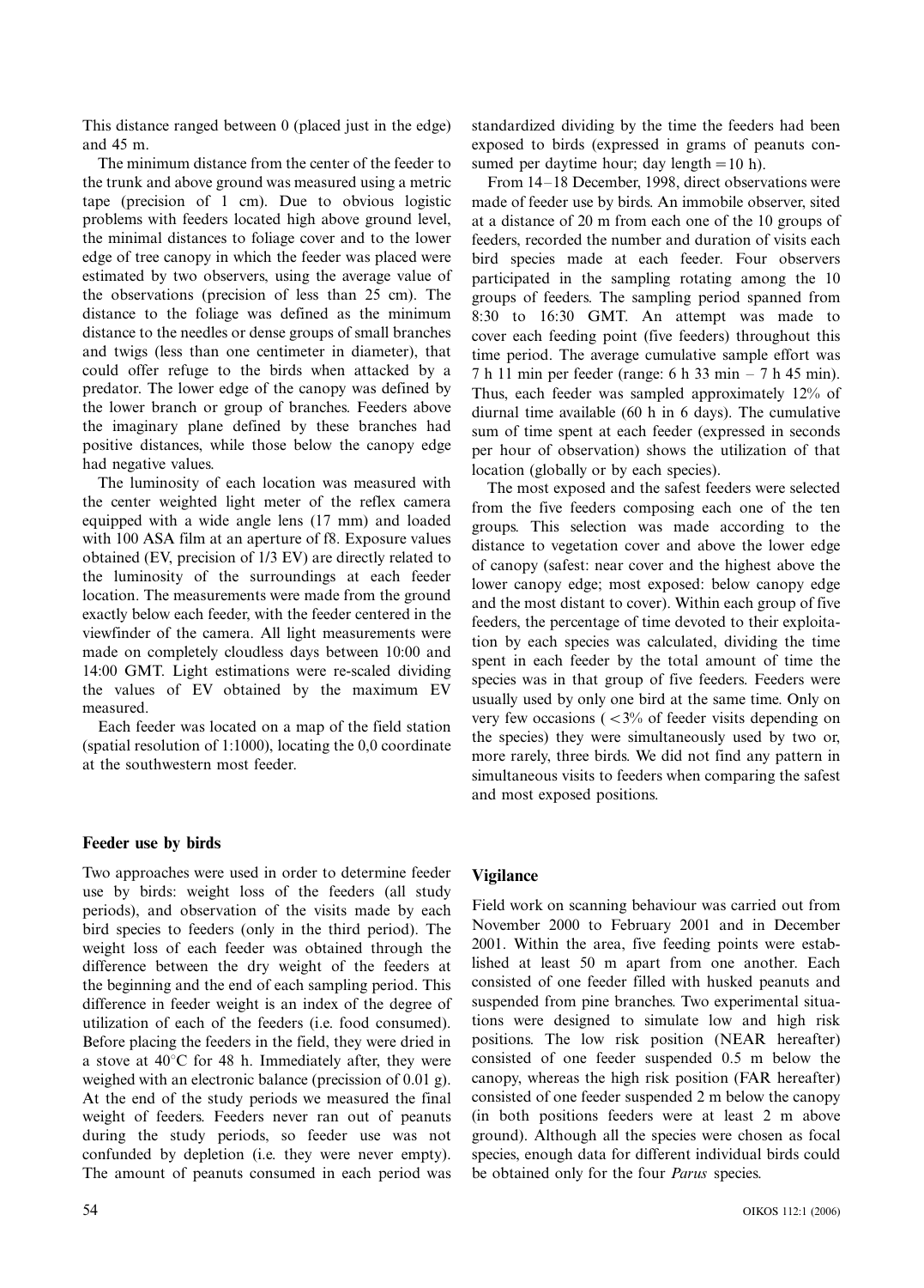This distance ranged between 0 (placed just in the edge) and 45 m.

The minimum distance from the center of the feeder to the trunk and above ground was measured using a metric tape (precision of 1 cm). Due to obvious logistic problems with feeders located high above ground level, the minimal distances to foliage cover and to the lower edge of tree canopy in which the feeder was placed were estimated by two observers, using the average value of the observations (precision of less than 25 cm). The distance to the foliage was defined as the minimum distance to the needles or dense groups of small branches and twigs (less than one centimeter in diameter), that could offer refuge to the birds when attacked by a predator. The lower edge of the canopy was defined by the lower branch or group of branches. Feeders above the imaginary plane defined by these branches had positive distances, while those below the canopy edge had negative values.

The luminosity of each location was measured with the center weighted light meter of the reflex camera equipped with a wide angle lens (17 mm) and loaded with 100 ASA film at an aperture of f8. Exposure values obtained (EV, precision of 1/3 EV) are directly related to the luminosity of the surroundings at each feeder location. The measurements were made from the ground exactly below each feeder, with the feeder centered in the viewfinder of the camera. All light measurements were made on completely cloudless days between 10:00 and 14:00 GMT. Light estimations were re-scaled dividing the values of EV obtained by the maximum EV measured.

Each feeder was located on a map of the field station (spatial resolution of 1:1000), locating the 0,0 coordinate at the southwestern most feeder.

## Feeder use by birds

Two approaches were used in order to determine feeder use by birds: weight loss of the feeders (all study periods), and observation of the visits made by each bird species to feeders (only in the third period). The weight loss of each feeder was obtained through the difference between the dry weight of the feeders at the beginning and the end of each sampling period. This difference in feeder weight is an index of the degree of utilization of each of the feeders (i.e. food consumed). Before placing the feeders in the field, they were dried in a stove at 40°C for 48 h. Immediately after, they were weighed with an electronic balance (precission of 0.01 g). At the end of the study periods we measured the final weight of feeders. Feeders never ran out of peanuts during the study periods, so feeder use was not confunded by depletion (i.e. they were never empty). The amount of peanuts consumed in each period was standardized dividing by the time the feeders had been exposed to birds (expressed in grams of peanuts consumed per daytime hour; day length = 10 h).

From 14–18 December, 1998, direct observations were made of feeder use by birds. An immobile observer, sited at a distance of 20 m from each one of the 10 groups of feeders, recorded the number and duration of visits each bird species made at each feeder. Four observers participated in the sampling rotating among the 10 groups of feeders. The sampling period spanned from 8:30 to 16:30 GMT. An attempt was made to cover each feeding point (five feeders) throughout this time period. The average cumulative sample effort was 7 h 11 min per feeder (range: 6 h 33 min – 7 h 45 min). Thus, each feeder was sampled approximately 12% of diurnal time available (60 h in 6 days). The cumulative sum of time spent at each feeder (expressed in seconds per hour of observation) shows the utilization of that location (globally or by each species).

The most exposed and the safest feeders were selected from the five feeders composing each one of the ten groups. This selection was made according to the distance to vegetation cover and above the lower edge of canopy (safest: near cover and the highest above the lower canopy edge; most exposed: below canopy edge and the most distant to cover). Within each group of five feeders, the percentage of time devoted to their exploitation by each species was calculated, dividing the time spent in each feeder by the total amount of time the species was in that group of five feeders. Feeders were usually used by only one bird at the same time. Only on very few occasions (<3% of feeder visits depending on the species) they were simultaneously used by two or, more rarely, three birds. We did not find any pattern in simultaneous visits to feeders when comparing the safest and most exposed positions.

## Vigilance

Field work on scanning behaviour was carried out from November 2000 to February 2001 and in December 2001. Within the area, five feeding points were established at least 50 m apart from one another. Each consisted of one feeder filled with husked peanuts and suspended from pine branches. Two experimental situations were designed to simulate low and high risk positions. The low risk position (NEAR hereafter) consisted of one feeder suspended 0.5 m below the canopy, whereas the high risk position (FAR hereafter) consisted of one feeder suspended 2 m below the canopy (in both positions feeders were at least 2 m above ground). Although all the species were chosen as focal species, enough data for different individual birds could be obtained only for the four *Parus* species.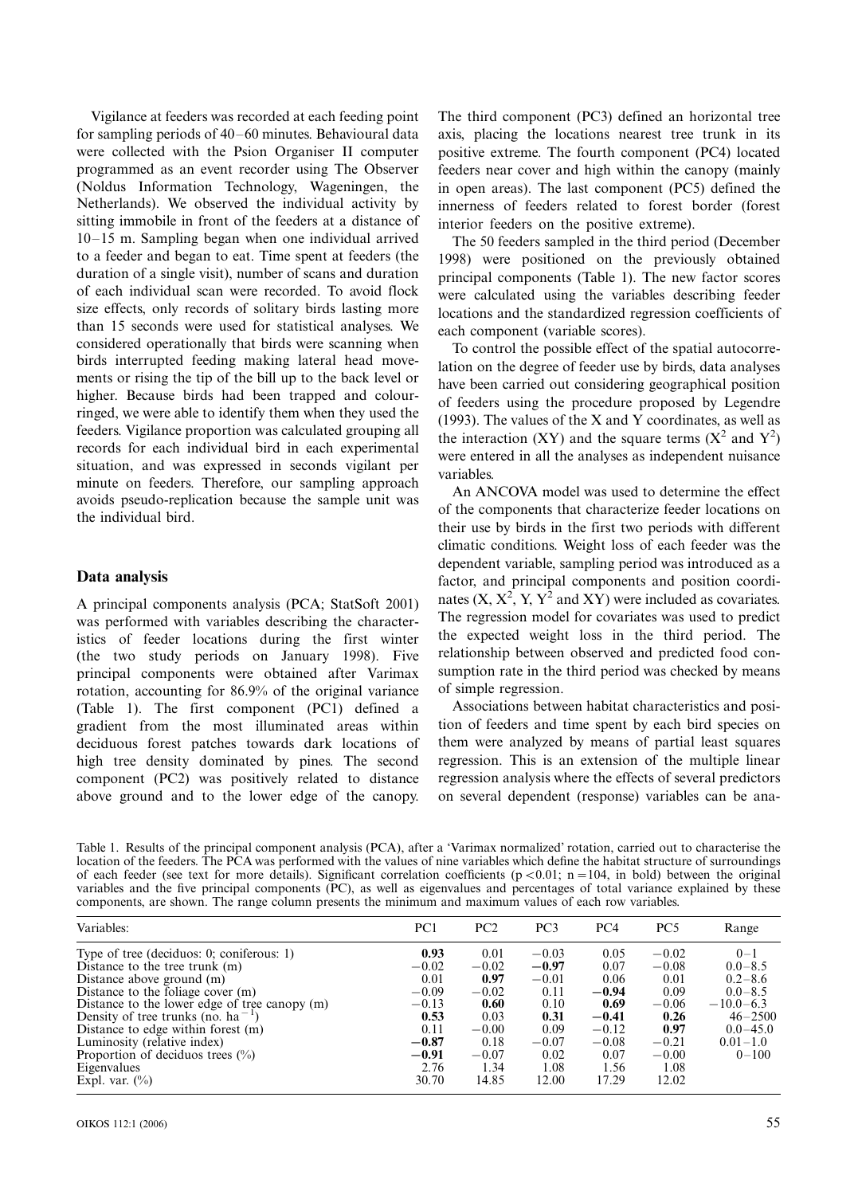Vigilance at feeders was recorded at each feeding point for sampling periods of 40–60 minutes. Behavioural data were collected with the Psion Organiser II computer programmed as an event recorder using The Observer (Noldus Information Technology, Wageningen, the Netherlands). We observed the individual activity by sitting immobile in front of the feeders at a distance of 10–15 m. Sampling began when one individual arrived to a feeder and began to eat. Time spent at feeders (the duration of a single visit), number of scans and duration of each individual scan were recorded. To avoid flock size effects, only records of solitary birds lasting more than 15 seconds were used for statistical analyses. We considered operationally that birds were scanning when birds interrupted feeding making lateral head movements or rising the tip of the bill up to the back level or higher. Because birds had been trapped and colour-ringed, we were able to identify them when they used the feeders. Vigilance proportion was calculated grouping all records for each individual bird in each experimental situation, and was expressed in seconds vigilant per minute on feeders. Therefore, our sampling approach avoids pseudo-replication because the sample unit was the individual bird.

## Data analysis

A principal components analysis (PCA; StatSoft 2001) was performed with variables describing the characteristics of feeder locations during the first winter (the two study periods on January 1998). Five principal components were obtained after Varimax rotation, accounting for 86.9% of the original variance (Table 1). The first component (PC1) defined a gradient from the most illuminated areas within deciduous forest patches towards dark locations of high tree density dominated by pines. The second component (PC2) was positively related to distance above ground and to the lower edge of the canopy. The third component (PC3) defined an horizontal tree axis, placing the locations nearest tree trunk in its positive extreme. The fourth component (PC4) located feeders near cover and high within the canopy (mainly in open areas). The last component (PC5) defined the innerness of feeders related to forest border (forest interior feeders on the positive extreme).

The 50 feeders sampled in the third period (December 1998) were positioned on the previously obtained principal components (Table 1). The new factor scores were calculated using the variables describing feeder locations and the standardized regression coefficients of each component (variable scores).

To control the possible effect of the spatial autocorrelation on the degree of feeder use by birds, data analyses have been carried out considering geographical position of feeders using the procedure proposed by Legendre (1993). The values of the X and Y coordinates, as well as the interaction (XY) and the square terms ($X^2$ and $Y^2$) were entered in all the analyses as independent nuisance variables.

An ANCOVA model was used to determine the effect of the components that characterize feeder locations on their use by birds in the first two periods with different climatic conditions. Weight loss of each feeder was the dependent variable, sampling period was introduced as a factor, and principal components and position coordinates (X, $X^2$, Y, $Y^2$ and XY) were included as covariates. The regression model for covariates was used to predict the expected weight loss in the third period. The relationship between observed and predicted food consumption rate in the third period was checked by means of simple regression.

Associations between habitat characteristics and position of feeders and time spent by each bird species on them were analyzed by means of partial least squares regression. This is an extension of the multiple linear regression analysis where the effects of several predictors on several dependent (response) variables can be ana-

Table 1. Results of the principal component analysis (PCA), after a 'Varimax normalized' rotation, carried out to characterise the location of the feeders. The PCA was performed with the values of nine variables which define the habitat structure of surroundings of each feeder (see text for more details). Significant correlation coefficients ($p < 0.01$; $n = 104$, in bold) between the original variables and the five principal components (PC), as well as eigenvalues and percentages of total variance explained by these components, are shown. The range column presents the minimum and maximum values of each row variables.

| Variables: | PC1 | PC2 | PC3 | PC4 | PC5 | Range |
|---|---|---|---|---|---|---|
| Type of tree (deciduos: 0; coniferous: 1) | **0.93** | 0.01 | −0.03 | 0.05 | −0.02 | 0–1 |
| Distance to the tree trunk (m) | −0.02 | −0.02 | **−0.97** | 0.07 | −0.08 | 0.0–8.5 |
| Distance above ground (m) | 0.01 | **0.97** | −0.01 | 0.06 | 0.01 | 0.2–8.6 |
| Distance to the foliage cover (m) | −0.09 | −0.02 | 0.11 | **−0.94** | 0.09 | 0.0–8.5 |
| Distance to the lower edge of tree canopy (m) | −0.13 | **0.60** | 0.10 | **0.69** | −0.06 | −10.0–6.3 |
| Density of tree trunks (no. $ha^{-1}$) | **0.53** | 0.03 | **0.31** | **−0.41** | **0.26** | 46–2500 |
| Distance to edge within forest (m) | 0.11 | −0.00 | 0.09 | −0.12 | **0.97** | 0.0–45.0 |
| Luminosity (relative index) | **−0.87** | 0.18 | −0.07 | −0.08 | −0.21 | 0.01–1.0 |
| Proportion of deciduos trees (%) | **−0.91** | −0.07 | 0.02 | 0.07 | −0.00 | 0–100 |
| Eigenvalues | 2.76 | 1.34 | 1.08 | 1.56 | 1.08 | |
| Expl. var. (%) | 30.70 | 14.85 | 12.00 | 17.29 | 12.02 | |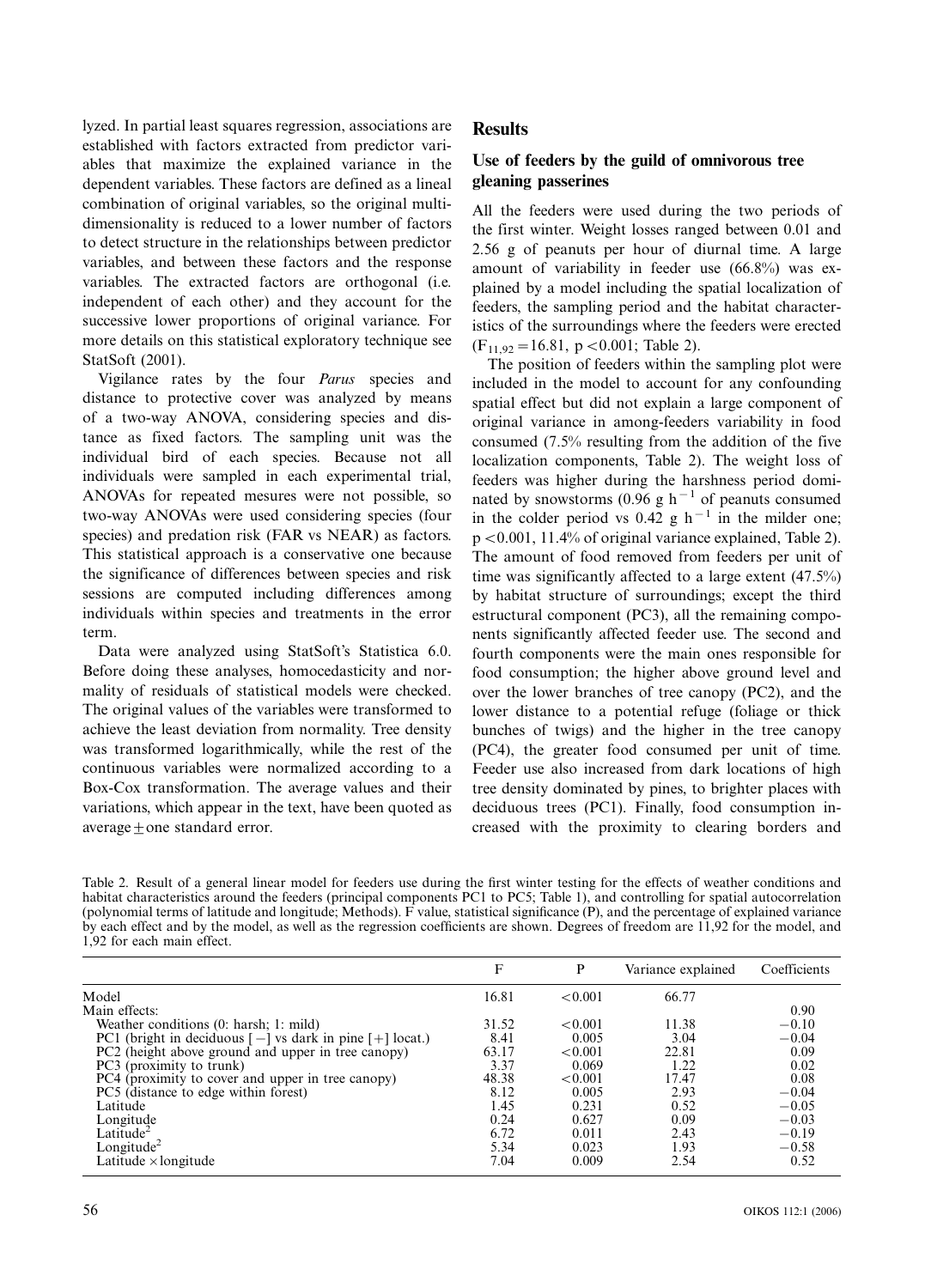lyzed. In partial least squares regression, associations are established with factors extracted from predictor variables that maximize the explained variance in the dependent variables. These factors are defined as a lineal combination of original variables, so the original multidimensionality is reduced to a lower number of factors to detect structure in the relationships between predictor variables, and between these factors and the response variables. The extracted factors are orthogonal (i.e. independent of each other) and they account for the successive lower proportions of original variance. For more details on this statistical exploratory technique see StatSoft (2001).

Vigilance rates by the four *Parus* species and distance to protective cover was analyzed by means of a two-way ANOVA, considering species and distance as fixed factors. The sampling unit was the individual bird of each species. Because not all individuals were sampled in each experimental trial, ANOVAs for repeated mesures were not possible, so two-way ANOVAs were used considering species (four species) and predation risk (FAR vs NEAR) as factors. This statistical approach is a conservative one because the significance of differences between species and risk sessions are computed including differences among individuals within species and treatments in the error term.

Data were analyzed using StatSoft's Statistica 6.0. Before doing these analyses, homocedasticity and normality of residuals of statistical models were checked. The original values of the variables were transformed to achieve the least deviation from normality. Tree density was transformed logarithmically, while the rest of the continuous variables were normalized according to a Box-Cox transformation. The average values and their variations, which appear in the text, have been quoted as average ± one standard error.

## Results

### Use of feeders by the guild of omnivorous tree gleaning passerines

All the feeders were used during the two periods of the first winter. Weight losses ranged between 0.01 and 2.56 g of peanuts per hour of diurnal time. A large amount of variability in feeder use (66.8%) was explained by a model including the spatial localization of feeders, the sampling period and the habitat characteristics of the surroundings where the feeders were erected ($F_{11,92} = 16.81$, $p < 0.001$; Table 2).

The position of feeders within the sampling plot were included in the model to account for any confounding spatial effect but did not explain a large component of original variance in among-feeders variability in food consumed (7.5% resulting from the addition of the five localization components, Table 2). The weight loss of feeders was higher during the harshness period dominated by snowstorms (0.96 g $h^{-1}$ of peanuts consumed in the colder period vs 0.42 g $h^{-1}$ in the milder one; $p < 0.001$, 11.4% of original variance explained, Table 2). The amount of food removed from feeders per unit of time was significantly affected to a large extent (47.5%) by habitat structure of surroundings; except the third estructural component (PC3), all the remaining components significantly affected feeder use. The second and fourth components were the main ones responsible for food consumption; the higher above ground level and over the lower branches of tree canopy (PC2), and the lower distance to a potential refuge (foliage or thick bunches of twigs) and the higher in the tree canopy (PC4), the greater food consumed per unit of time. Feeder use also increased from dark locations of high tree density dominated by pines, to brighter places with deciduous trees (PC1). Finally, food consumption increased with the proximity to clearing borders and

Table 2. Result of a general linear model for feeders use during the first winter testing for the effects of weather conditions and habitat characteristics around the feeders (principal components PC1 to PC5; Table 1), and controlling for spatial autocorrelation (polynomial terms of latitude and longitude; Methods). F value, statistical significance (P), and the percentage of explained variance by each effect and by the model, as well as the regression coefficients are shown. Degrees of freedom are 11,92 for the model, and 1,92 for each main effect.

| | F | P | Variance explained | Coefficients |
|---|---|---|---|---|
| Model | 16.81 | <0.001 | 66.77 | |
| Main effects: | | | | 0.90 |
| Weather conditions (0: harsh; 1: mild) | 31.52 | <0.001 | 11.38 | −0.10 |
| PC1 (bright in deciduous [−] vs dark in pine [+] locat.) | 8.41 | 0.005 | 3.04 | −0.04 |
| PC2 (height above ground and upper in tree canopy) | 63.17 | <0.001 | 22.81 | 0.09 |
| PC3 (proximity to trunk) | 3.37 | 0.069 | 1.22 | 0.02 |
| PC4 (proximity to cover and upper in tree canopy) | 48.38 | <0.001 | 17.47 | 0.08 |
| PC5 (distance to edge within forest) | 8.12 | 0.005 | 2.93 | −0.04 |
| Latitude | 1.45 | 0.231 | 0.52 | −0.05 |
| Longitude | 0.24 | 0.627 | 0.09 | −0.03 |
| $Latitude^2$ | 6.72 | 0.011 | 2.43 | −0.19 |
| $Longitude^2$ | 5.34 | 0.023 | 1.93 | −0.58 |
| Latitude × longitude | 7.04 | 0.009 | 2.54 | 0.52 |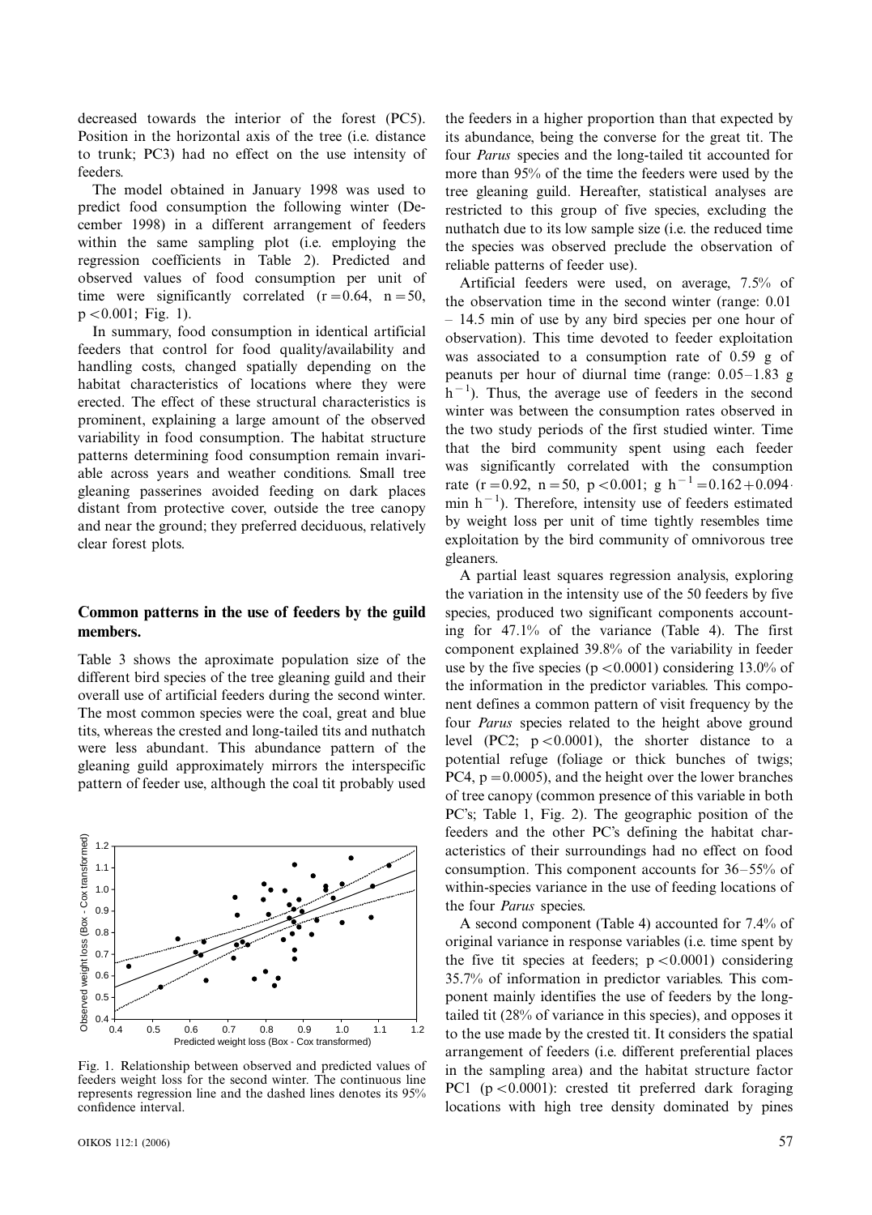decreased towards the interior of the forest (PC5). Position in the horizontal axis of the tree (i.e. distance to trunk; PC3) had no effect on the use intensity of feeders.

The model obtained in January 1998 was used to predict food consumption the following winter (December 1998) in a different arrangement of feeders within the same sampling plot (i.e. employing the regression coefficients in Table 2). Predicted and observed values of food consumption per unit of time were significantly correlated ($r = 0.64$, $n = 50$, $p < 0.001$; Fig. 1).

In summary, food consumption in identical artificial feeders that control for food quality/availability and handling costs, changed spatially depending on the habitat characteristics of locations where they were erected. The effect of these structural characteristics is prominent, explaining a large amount of the observed variability in food consumption. The habitat structure patterns determining food consumption remain invariable across years and weather conditions. Small tree gleaning passerines avoided feeding on dark places distant from protective cover, outside the tree canopy and near the ground; they preferred deciduous, relatively clear forest plots.

## Common patterns in the use of feeders by the guild members.

Table 3 shows the aproximate population size of the different bird species of the tree gleaning guild and their overall use of artificial feeders during the second winter. The most common species were the coal, great and blue tits, whereas the crested and long-tailed tits and nuthatch were less abundant. This abundance pattern of the gleaning guild approximately mirrors the interspecific pattern of feeder use, although the coal tit probably used the feeders in a higher proportion than that expected by its abundance, being the converse for the great tit. The four *Parus* species and the long-tailed tit accounted for more than 95% of the time the feeders were used by the tree gleaning guild. Hereafter, statistical analyses are restricted to this group of five species, excluding the nuthatch due to its low sample size (i.e. the reduced time the species was observed preclude the observation of reliable patterns of feeder use).

Fig. 1. Relationship between observed and predicted values of feeders weight loss for the second winter. The continuous line represents regression line and the dashed lines denotes its 95% confidence interval.

Artificial feeders were used, on average, 7.5% of the observation time in the second winter (range: 0.01 – 14.5 min of use by any bird species per one hour of observation). This time devoted to feeder exploitation was associated to a consumption rate of 0.59 g of peanuts per hour of diurnal time (range: 0.05–1.83 g $h^{-1}$). Thus, the average use of feeders in the second winter was between the consumption rates observed in the two study periods of the first studied winter. Time that the bird community spent using each feeder was significantly correlated with the consumption rate ($r = 0.92$, $n = 50$, $p < 0.001$; $g\ h^{-1} = 0.162 + 0.094 \cdot min\ h^{-1}$). Therefore, intensity use of feeders estimated by weight loss per unit of time tightly resembles time exploitation by the bird community of omnivorous tree gleaners.

A partial least squares regression analysis, exploring the variation in the intensity use of the 50 feeders by five species, produced two significant components accounting for 47.1% of the variance (Table 4). The first component explained 39.8% of the variability in feeder use by the five species ($p < 0.0001$) considering 13.0% of the information in the predictor variables. This component defines a common pattern of visit frequency by the four *Parus* species related to the height above ground level (PC2; $p < 0.0001$), the shorter distance to a potential refuge (foliage or thick bunches of twigs; PC4, $p = 0.0005$), and the height over the lower branches of tree canopy (common presence of this variable in both PC's; Table 1, Fig. 2). The geographic position of the feeders and the other PC's defining the habitat characteristics of their surroundings had no effect on food consumption. This component accounts for 36–55% of within-species variance in the use of feeding locations of the four *Parus* species.

A second component (Table 4) accounted for 7.4% of original variance in response variables (i.e. time spent by the five tit species at feeders; $p < 0.0001$) considering 35.7% of information in predictor variables. This component mainly identifies the use of feeders by the long-tailed tit (28% of variance in this species), and opposes it to the use made by the crested tit. It considers the spatial arrangement of feeders (i.e. different preferential places in the sampling area) and the habitat structure factor PC1 ($p < 0.0001$): crested tit preferred dark foraging locations with high tree density dominated by pines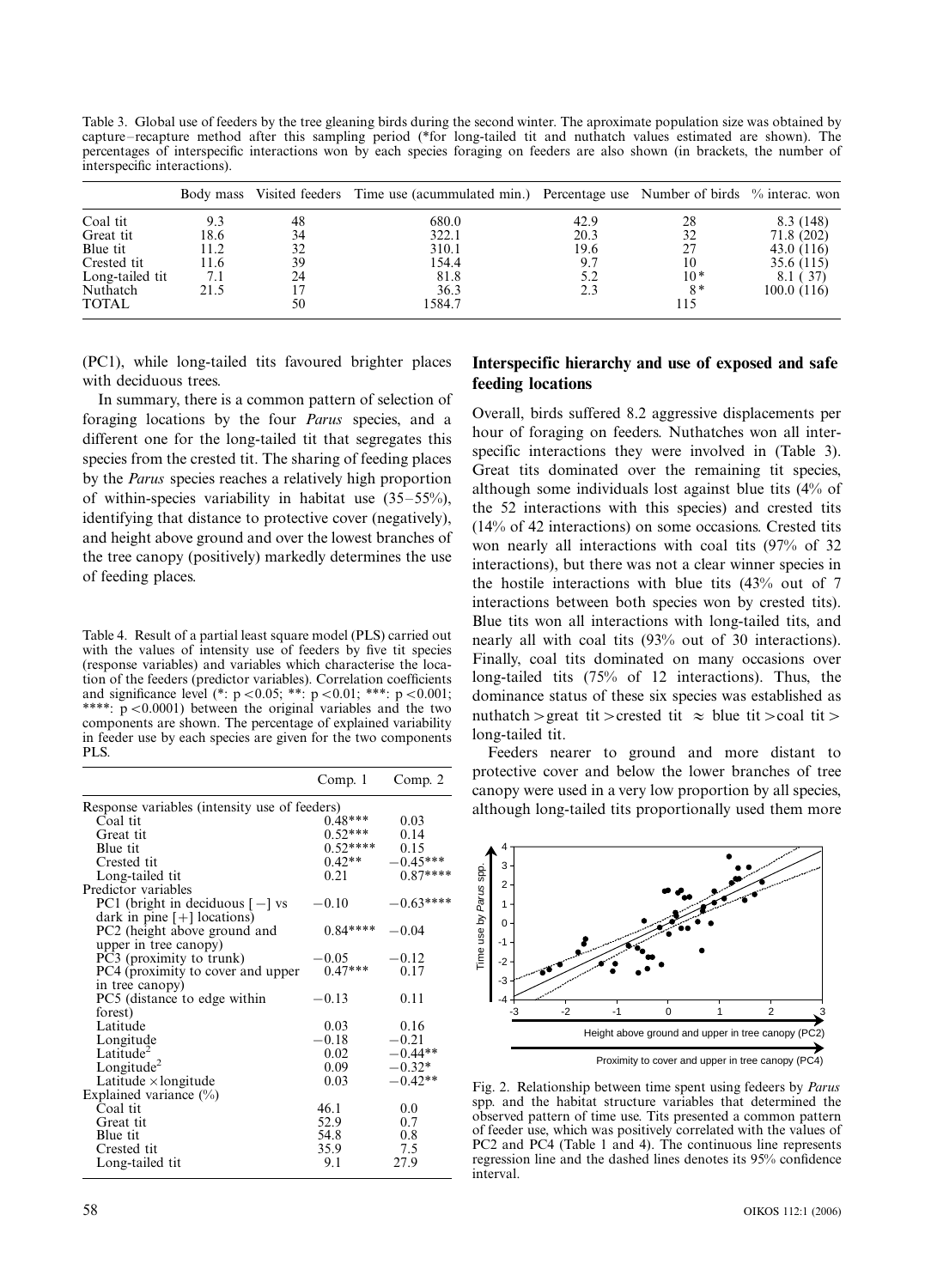Table 3. Global use of feeders by the tree gleaning birds during the second winter. The aproximate population size was obtained by capture–recapture method after this sampling period (*for long-tailed tit and nuthatch values estimated are shown). The percentages of interspecific interactions won by each species foraging on feeders are also shown (in brackets, the number of interspecific interactions).

| | Body mass | Visited feeders | Time use (acummulated min.) | Percentage use | Number of birds | % interac. won |
|---|---|---|---|---|---|---|
| Coal tit | 9.3 | 48 | 680.0 | 42.9 | 28 | 8.3 (148) |
| Great tit | 18.6 | 34 | 322.1 | 20.3 | 32 | 71.8 (202) |
| Blue tit | 11.2 | 32 | 310.1 | 19.6 | 27 | 43.0 (116) |
| Crested tit | 11.6 | 39 | 154.4 | 9.7 | 10 | 35.6 (115) |
| Long-tailed tit | 7.1 | 24 | 81.8 | 5.2 | 10* | 8.1 (37) |
| Nuthatch | 21.5 | 17 | 36.3 | 2.3 | 8* | 100.0 (116) |
| TOTAL | | 50 | 1584.7 | | 115 | |

(PC1), while long-tailed tits favoured brighter places with deciduous trees.

In summary, there is a common pattern of selection of foraging locations by the four *Parus* species, and a different one for the long-tailed tit that segregates this species from the crested tit. The sharing of feeding places by the *Parus* species reaches a relatively high proportion of within-species variability in habitat use (35–55%), identifying that distance to protective cover (negatively), and height above ground and over the lowest branches of the tree canopy (positively) markedly determines the use of feeding places.

Table 4. Result of a partial least square model (PLS) carried out with the values of intensity use of feeders by five tit species (response variables) and variables which characterise the location of the feeders (predictor variables). Correlation coefficients and significance level (*: $p < 0.05$; **: $p < 0.01$; ***: $p < 0.001$; ****: $p < 0.0001$) between the original variables and the two components are shown. The percentage of explained variability in feeder use by each species are given for the two components PLS.

| | Comp. 1 | Comp. 2 |
|---|---|---|
| Response variables (intensity use of feeders) | | |
| Coal tit | 0.48*** | 0.03 |
| Great tit | 0.52*** | 0.14 |
| Blue tit | 0.52**** | 0.15 |
| Crested tit | 0.42** | −0.45*** |
| Long-tailed tit | 0.21 | 0.87**** |
| Predictor variables | | |
| PC1 (bright in deciduous [−] vs dark in pine [+] locations) | −0.10 | −0.63**** |
| PC2 (height above ground and upper in tree canopy) | 0.84**** | −0.04 |
| PC3 (proximity to trunk) | −0.05 | −0.12 |
| PC4 (proximity to cover and upper in tree canopy) | 0.47*** | 0.17 |
| PC5 (distance to edge within forest) | −0.13 | 0.11 |
| Latitude | 0.03 | 0.16 |
| Longitude | −0.18 | −0.21 |
| Latitude$^2$ | 0.02 | −0.44** |
| Longitude$^2$ | 0.09 | −0.32* |
| Latitude × longitude | 0.03 | −0.42** |
| Explained variance (%) | | |
| Coal tit | 46.1 | 0.0 |
| Great tit | 52.9 | 0.7 |
| Blue tit | 54.8 | 0.8 |
| Crested tit | 35.9 | 7.5 |
| Long-tailed tit | 9.1 | 27.9 |

## Interspecific hierarchy and use of exposed and safe feeding locations

Overall, birds suffered 8.2 aggressive displacements per hour of foraging on feeders. Nuthatches won all interspecific interactions they were involved in (Table 3). Great tits dominated over the remaining tit species, although some individuals lost against blue tits (4% of the 52 interactions with this species) and crested tits (14% of 42 interactions) on some occasions. Crested tits won nearly all interactions with coal tits (97% of 32 interactions), but there was not a clear winner species in the hostile interactions with blue tits (43% out of 7 interactions between both species won by crested tits). Blue tits won all interactions with long-tailed tits, and nearly all with coal tits (93% out of 30 interactions). Finally, coal tits dominated on many occasions over long-tailed tits (75% of 12 interactions). Thus, the dominance status of these six species was established as nuthatch > great tit > crested tit ≈ blue tit > coal tit > long-tailed tit.

Feeders nearer to ground and more distant to protective cover and below the lower branches of tree canopy were used in a very low proportion by all species, although long-tailed tits proportionally used them more

Fig. 2. Relationship between time spent using fedeers by *Parus* spp. and the habitat structure variables that determined the observed pattern of time use. Tits presented a common pattern of feeder use, which was positively correlated with the values of PC2 and PC4 (Table 1 and 4). The continuous line represents regression line and the dashed lines denotes its 95% confidence interval.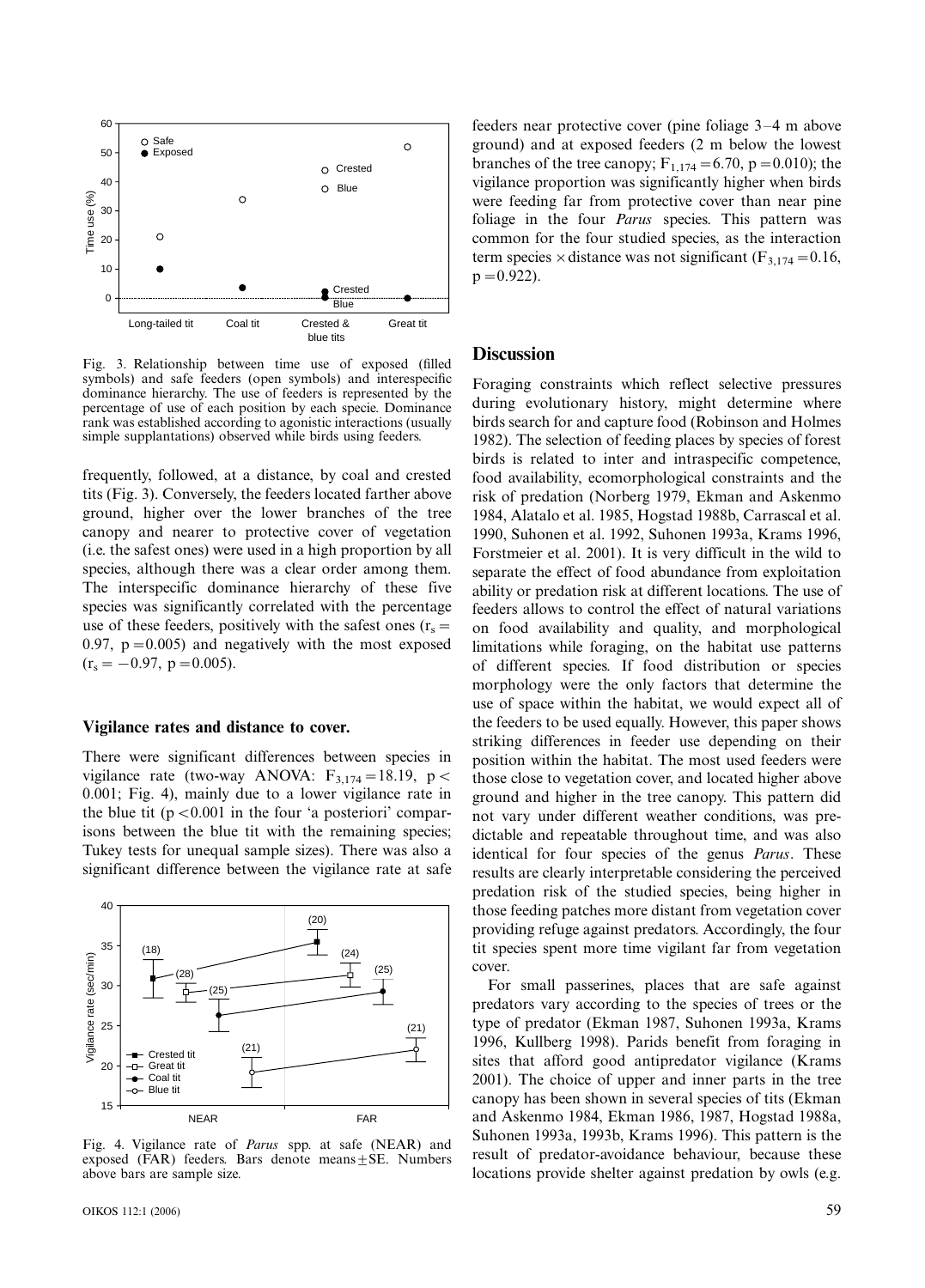Fig. 3. Relationship between time use of exposed (filled symbols) and safe feeders (open symbols) and interespecific dominance hierarchy. The use of feeders is represented by the percentage of use of each position by each specie. Dominance rank was established according to agonistic interactions (usually simple supplantations) observed while birds using feeders.

frequently, followed, at a distance, by coal and crested tits (Fig. 3). Conversely, the feeders located farther above ground, higher over the lower branches of the tree canopy and nearer to protective cover of vegetation (i.e. the safest ones) were used in a high proportion by all species, although there was a clear order among them. The interspecific dominance hierarchy of these five species was significantly correlated with the percentage use of these feeders, positively with the safest ones ($r_s = 0.97$, $p = 0.005$) and negatively with the most exposed ($r_s = -0.97$, $p = 0.005$).

### Vigilance rates and distance to cover.

There were significant differences between species in vigilance rate (two-way ANOVA: $F_{3,174} = 18.19$, $p < 0.001$; Fig. 4), mainly due to a lower vigilance rate in the blue tit ($p < 0.001$ in the four 'a posteriori' comparisons between the blue tit with the remaining species; Tukey tests for unequal sample sizes). There was also a significant difference between the vigilance rate at safe feeders near protective cover (pine foliage 3–4 m above ground) and at exposed feeders (2 m below the lowest branches of the tree canopy; $F_{1,174} = 6.70$, $p = 0.010$); the vigilance proportion was significantly higher when birds were feeding far from protective cover than near pine foliage in the four *Parus* species. This pattern was common for the four studied species, as the interaction term species × distance was not significant ($F_{3,174} = 0.16$, $p = 0.922$).

Fig. 4. Vigilance rate of *Parus* spp. at safe (NEAR) and exposed (FAR) feeders. Bars denote means ± SE. Numbers above bars are sample size.

## Discussion

Foraging constraints which reflect selective pressures during evolutionary history, might determine where birds search for and capture food (Robinson and Holmes 1982). The selection of feeding places by species of forest birds is related to inter and intraspecific competence, food availability, ecomorphological constraints and the risk of predation (Norberg 1979, Ekman and Askenmo 1984, Alatalo et al. 1985, Hogstad 1988b, Carrascal et al. 1990, Suhonen et al. 1992, Suhonen 1993a, Krams 1996, Forstmeier et al. 2001). It is very difficult in the wild to separate the effect of food abundance from exploitation ability or predation risk at different locations. The use of feeders allows to control the effect of natural variations on food availability and quality, and morphological limitations while foraging, on the habitat use patterns of different species. If food distribution or species morphology were the only factors that determine the use of space within the habitat, we would expect all of the feeders to be used equally. However, this paper shows striking differences in feeder use depending on their position within the habitat. The most used feeders were those close to vegetation cover, and located higher above ground and higher in the tree canopy. This pattern did not vary under different weather conditions, was predictable and repeatable throughout time, and was also identical for four species of the genus *Parus*. These results are clearly interpretable considering the perceived predation risk of the studied species, being higher in those feeding patches more distant from vegetation cover providing refuge against predators. Accordingly, the four tit species spent more time vigilant far from vegetation cover.

For small passerines, places that are safe against predators vary according to the species of trees or the type of predator (Ekman 1987, Suhonen 1993a, Krams 1996, Kullberg 1998). Parids benefit from foraging in sites that afford good antipredator vigilance (Krams 2001). The choice of upper and inner parts in the tree canopy has been shown in several species of tits (Ekman and Askenmo 1984, Ekman 1986, 1987, Hogstad 1988a, Suhonen 1993a, 1993b, Krams 1996). This pattern is the result of predator-avoidance behaviour, because these locations provide shelter against predation by owls (e.g.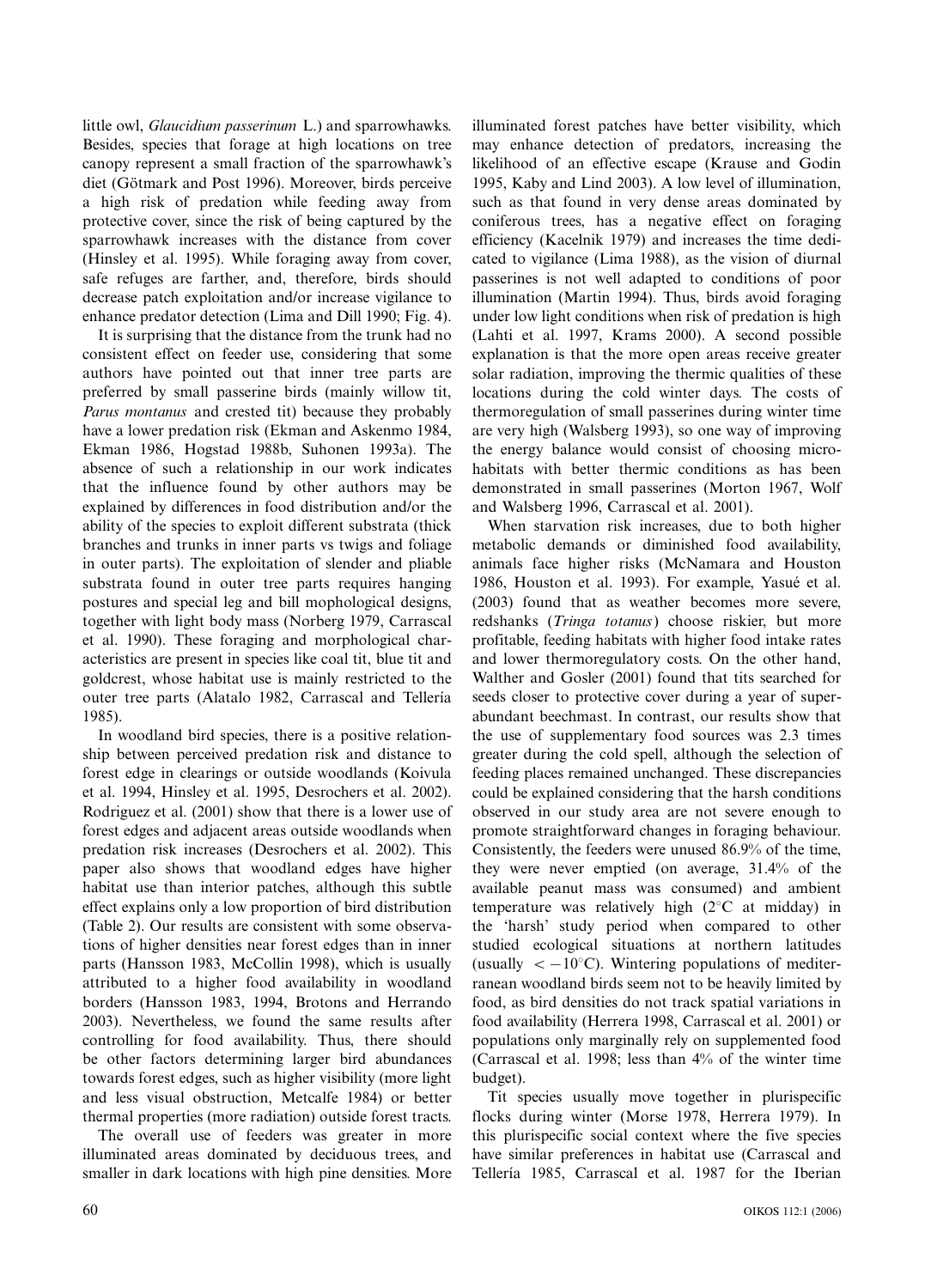little owl, *Glaucidium passerinum* L.) and sparrowhawks. Besides, species that forage at high locations on tree canopy represent a small fraction of the sparrowhawk's diet (Götmark and Post 1996). Moreover, birds perceive a high risk of predation while feeding away from protective cover, since the risk of being captured by the sparrowhawk increases with the distance from cover (Hinsley et al. 1995). While foraging away from cover, safe refuges are farther, and, therefore, birds should decrease patch exploitation and/or increase vigilance to enhance predator detection (Lima and Dill 1990; Fig. 4).

It is surprising that the distance from the trunk had no consistent effect on feeder use, considering that some authors have pointed out that inner tree parts are preferred by small passerine birds (mainly willow tit, *Parus montanus* and crested tit) because they probably have a lower predation risk (Ekman and Askenmo 1984, Ekman 1986, Hogstad 1988b, Suhonen 1993a). The absence of such a relationship in our work indicates that the influence found by other authors may be explained by differences in food distribution and/or the ability of the species to exploit different substrata (thick branches and trunks in inner parts vs twigs and foliage in outer parts). The exploitation of slender and pliable substrata found in outer tree parts requires hanging postures and special leg and bill mophological designs, together with light body mass (Norberg 1979, Carrascal et al. 1990). These foraging and morphological characteristics are present in species like coal tit, blue tit and goldcrest, whose habitat use is mainly restricted to the outer tree parts (Alatalo 1982, Carrascal and Tellería 1985).

In woodland bird species, there is a positive relationship between perceived predation risk and distance to forest edge in clearings or outside woodlands (Koivula et al. 1994, Hinsley et al. 1995, Desrochers et al. 2002). Rodriguez et al. (2001) show that there is a lower use of forest edges and adjacent areas outside woodlands when predation risk increases (Desrochers et al. 2002). This paper also shows that woodland edges have higher habitat use than interior patches, although this subtle effect explains only a low proportion of bird distribution (Table 2). Our results are consistent with some observations of higher densities near forest edges than in inner parts (Hansson 1983, McCollin 1998), which is usually attributed to a higher food availability in woodland borders (Hansson 1983, 1994, Brotons and Herrando 2003). Nevertheless, we found the same results after controlling for food availability. Thus, there should be other factors determining larger bird abundances towards forest edges, such as higher visibility (more light and less visual obstruction, Metcalfe 1984) or better thermal properties (more radiation) outside forest tracts.

The overall use of feeders was greater in more illuminated areas dominated by deciduous trees, and smaller in dark locations with high pine densities. More illuminated forest patches have better visibility, which may enhance detection of predators, increasing the likelihood of an effective escape (Krause and Godin 1995, Kaby and Lind 2003). A low level of illumination, such as that found in very dense areas dominated by coniferous trees, has a negative effect on foraging efficiency (Kacelnik 1979) and increases the time dedicated to vigilance (Lima 1988), as the vision of diurnal passerines is not well adapted to conditions of poor illumination (Martin 1994). Thus, birds avoid foraging under low light conditions when risk of predation is high (Lahti et al. 1997, Krams 2000). A second possible explanation is that the more open areas receive greater solar radiation, improving the thermic qualities of these locations during the cold winter days. The costs of thermoregulation of small passerines during winter time are very high (Walsberg 1993), so one way of improving the energy balance would consist of choosing microhabitats with better thermic conditions as has been demonstrated in small passerines (Morton 1967, Wolf and Walsberg 1996, Carrascal et al. 2001).

When starvation risk increases, due to both higher metabolic demands or diminished food availability, animals face higher risks (McNamara and Houston 1986, Houston et al. 1993). For example, Yasué et al. (2003) found that as weather becomes more severe, redshanks (*Tringa totanus*) choose riskier, but more profitable, feeding habitats with higher food intake rates and lower thermoregulatory costs. On the other hand, Walther and Gosler (2001) found that tits searched for seeds closer to protective cover during a year of superabundant beechmast. In contrast, our results show that the use of supplementary food sources was 2.3 times greater during the cold spell, although the selection of feeding places remained unchanged. These discrepancies could be explained considering that the harsh conditions observed in our study area are not severe enough to promote straightforward changes in foraging behaviour. Consistently, the feeders were unused 86.9% of the time, they were never emptied (on average, 31.4% of the available peanut mass was consumed) and ambient temperature was relatively high (2°C at midday) in the 'harsh' study period when compared to other studied ecological situations at northern latitudes (usually $< -10$°C). Wintering populations of mediterranean woodland birds seem not to be heavily limited by food, as bird densities do not track spatial variations in food availability (Herrera 1998, Carrascal et al. 2001) or populations only marginally rely on supplemented food (Carrascal et al. 1998; less than 4% of the winter time budget).

Tit species usually move together in plurispecific flocks during winter (Morse 1978, Herrera 1979). In this plurispecific social context where the five species have similar preferences in habitat use (Carrascal and Tellería 1985, Carrascal et al. 1987 for the Iberian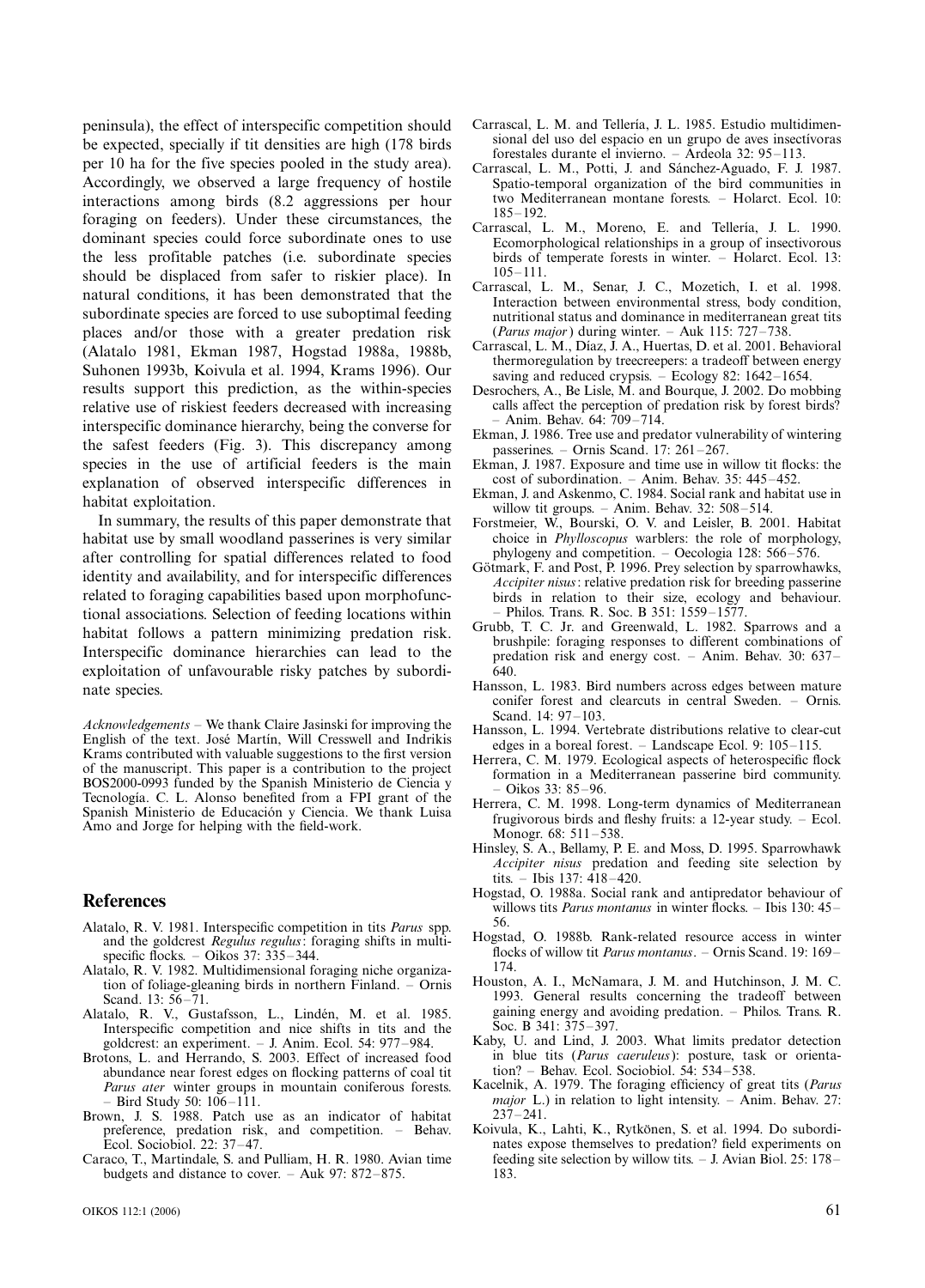peninsula), the effect of interspecific competition should be expected, specially if tit densities are high (178 birds per 10 ha for the five species pooled in the study area). Accordingly, we observed a large frequency of hostile interactions among birds (8.2 aggressions per hour foraging on feeders). Under these circumstances, the dominant species could force subordinate ones to use the less profitable patches (i.e. subordinate species should be displaced from safer to riskier place). In natural conditions, it has been demonstrated that the subordinate species are forced to use suboptimal feeding places and/or those with a greater predation risk (Alatalo 1981, Ekman 1987, Hogstad 1988a, 1988b, Suhonen 1993b, Koivula et al. 1994, Krams 1996). Our results support this prediction, as the within-species relative use of riskiest feeders decreased with increasing interspecific dominance hierarchy, being the converse for the safest feeders (Fig. 3). This discrepancy among species in the use of artificial feeders is the main explanation of observed interspecific differences in habitat exploitation.

In summary, the results of this paper demonstrate that habitat use by small woodland passerines is very similar after controlling for spatial differences related to food identity and availability, and for interspecific differences related to foraging capabilities based upon morphofunctional associations. Selection of feeding locations within habitat follows a pattern minimizing predation risk. Interspecific dominance hierarchies can lead to the exploitation of unfavourable risky patches by subordinate species.

*Acknowledgements* – We thank Claire Jasinski for improving the English of the text. José Martín, Will Cresswell and Indrikis Krams contributed with valuable suggestions to the first version of the manuscript. This paper is a contribution to the project BOS2000-0993 funded by the Spanish Ministerio de Ciencia y Tecnología. C. L. Alonso benefited from a FPI grant of the Spanish Ministerio de Educación y Ciencia. We thank Luisa Amo and Jorge for helping with the field-work.

## References

Alatalo, R. V. 1981. Interspecific competition in tits *Parus* spp. and the goldcrest *Regulus regulus*: foraging shifts in multispecific flocks. – Oikos 37: 335–344.

Alatalo, R. V. 1982. Multidimensional foraging niche organization of foliage-gleaning birds in northern Finland. – Ornis Scand. 13: 56–71.

Alatalo, R. V., Gustafsson, L., Lindén, M. et al. 1985. Interspecific competition and nice shifts in tits and the goldcrest: an experiment. – J. Anim. Ecol. 54: 977–984.

Brotons, L. and Herrando, S. 2003. Effect of increased food abundance near forest edges on flocking patterns of coal tit *Parus ater* winter groups in mountain coniferous forests. – Bird Study 50: 106–111.

Brown, J. S. 1988. Patch use as an indicator of habitat preference, predation risk, and competition. – Behav. Ecol. Sociobiol. 22: 37–47.

Caraco, T., Martindale, S. and Pulliam, H. R. 1980. Avian time budgets and distance to cover. – Auk 97: 872–875.

Carrascal, L. M. and Tellería, J. L. 1985. Estudio multidimensional del uso del espacio en un grupo de aves insectívoras forestales durante el invierno. – Ardeola 32: 95–113.

Carrascal, L. M., Potti, J. and Sánchez-Aguado, F. J. 1987. Spatio-temporal organization of the bird communities in two Mediterranean montane forests. – Holarct. Ecol. 10: 185–192.

Carrascal, L. M., Moreno, E. and Tellería, J. L. 1990. Ecomorphological relationships in a group of insectivorous birds of temperate forests in winter. – Holarct. Ecol. 13: 105–111.

Carrascal, L. M., Senar, J. C., Mozetich, I. et al. 1998. Interaction between environmental stress, body condition, nutritional status and dominance in mediterranean great tits (*Parus major*) during winter. – Auk 115: 727–738.

Carrascal, L. M., Díaz, J. A., Huertas, D. et al. 2001. Behavioral thermoregulation by treecreepers: a tradeoff between energy saving and reduced crypsis. – Ecology 82: 1642–1654.

Desrochers, A., Be Lisle, M. and Bourque, J. 2002. Do mobbing calls affect the perception of predation risk by forest birds? – Anim. Behav. 64: 709–714.

Ekman, J. 1986. Tree use and predator vulnerability of wintering passerines. – Ornis Scand. 17: 261–267.

Ekman, J. 1987. Exposure and time use in willow tit flocks: the cost of subordination. – Anim. Behav. 35: 445–452.

Ekman, J. and Askenmo, C. 1984. Social rank and habitat use in willow tit groups. – Anim. Behav. 32: 508–514.

Forstmeier, W., Bourski, O. V. and Leisler, B. 2001. Habitat choice in *Phylloscopus* warblers: the role of morphology, phylogeny and competition. – Oecologia 128: 566–576.

Götmark, F. and Post, P. 1996. Prey selection by sparrowhawks, *Accipiter nisus*: relative predation risk for breeding passerine birds in relation to their size, ecology and behaviour. – Philos. Trans. R. Soc. B 351: 1559–1577.

Grubb, T. C. Jr. and Greenwald, L. 1982. Sparrows and a brushpile: foraging responses to different combinations of predation risk and energy cost. – Anim. Behav. 30: 637–640.

Hansson, L. 1983. Bird numbers across edges between mature conifer forest and clearcuts in central Sweden. – Ornis. Scand. 14: 97–103.

Hansson, L. 1994. Vertebrate distributions relative to clear-cut edges in a boreal forest. – Landscape Ecol. 9: 105–115.

Herrera, C. M. 1979. Ecological aspects of heterospecific flock formation in a Mediterranean passerine bird community. – Oikos 33: 85–96.

Herrera, C. M. 1998. Long-term dynamics of Mediterranean frugivorous birds and fleshy fruits: a 12-year study. – Ecol. Monogr. 68: 511–538.

Hinsley, S. A., Bellamy, P. E. and Moss, D. 1995. Sparrowhawk *Accipiter nisus* predation and feeding site selection by tits. – Ibis 137: 418–420.

Hogstad, O. 1988a. Social rank and antipredator behaviour of willows tits *Parus montanus* in winter flocks. – Ibis 130: 45–56.

Hogstad, O. 1988b. Rank-related resource access in winter flocks of willow tit *Parus montanus*. – Ornis Scand. 19: 169–174.

Houston, A. I., McNamara, J. M. and Hutchinson, J. M. C. 1993. General results concerning the tradeoff between gaining energy and avoiding predation. – Philos. Trans. R. Soc. B 341: 375–397.

Kaby, U. and Lind, J. 2003. What limits predator detection in blue tits (*Parus caeruleus*): posture, task or orientation? – Behav. Ecol. Sociobiol. 54: 534–538.

Kacelnik, A. 1979. The foraging efficiency of great tits (*Parus major* L.) in relation to light intensity. – Anim. Behav. 27: 237–241.

Koivula, K., Lahti, K., Rytkönen, S. et al. 1994. Do subordinates expose themselves to predation? field experiments on feeding site selection by willow tits. – J. Avian Biol. 25: 178–183.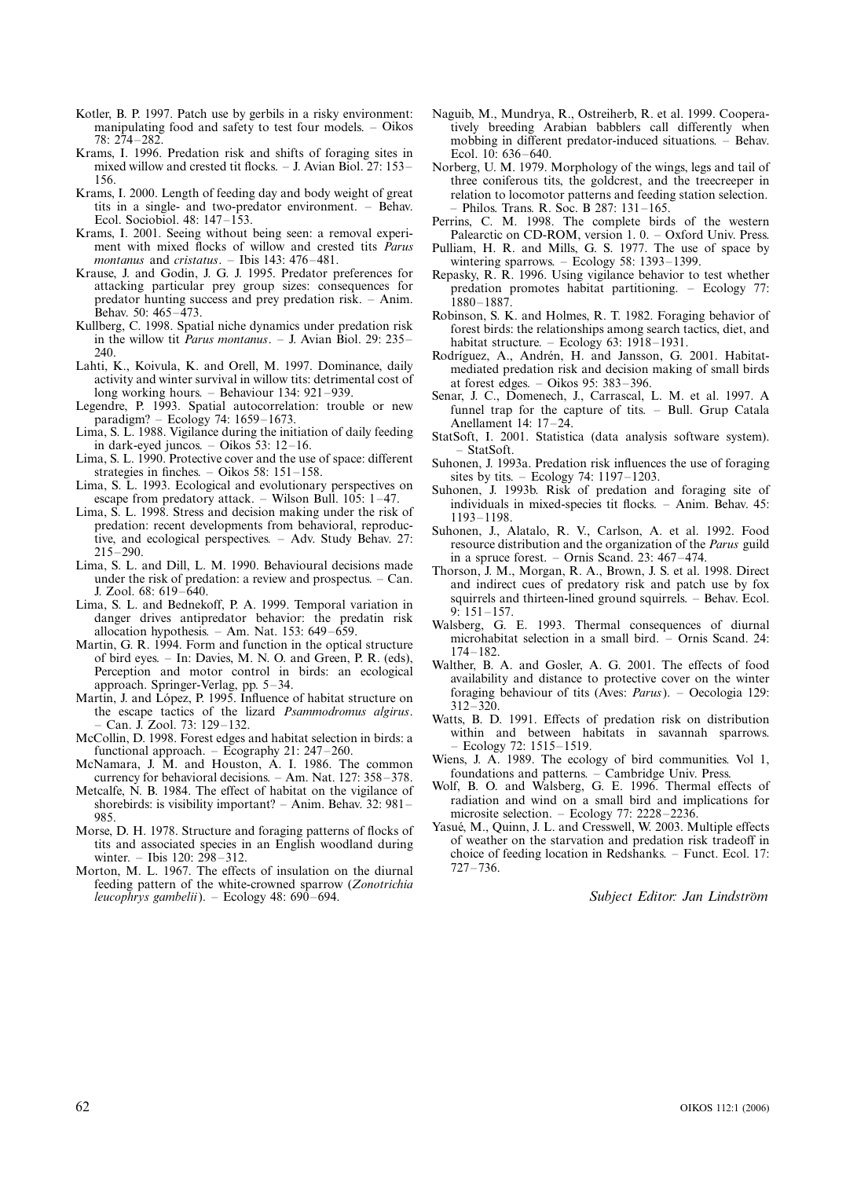Kotler, B. P. 1997. Patch use by gerbils in a risky environment: manipulating food and safety to test four models. – Oikos 78: 274–282.

Krams, I. 1996. Predation risk and shifts of foraging sites in mixed willow and crested tit flocks. – J. Avian Biol. 27: 153–156.

Krams, I. 2000. Length of feeding day and body weight of great tits in a single- and two-predator environment. – Behav. Ecol. Sociobiol. 48: 147–153.

Krams, I. 2001. Seeing without being seen: a removal experiment with mixed flocks of willow and crested tits *Parus montanus* and *cristatus*. – Ibis 143: 476–481.

Krause, J. and Godin, J. G. J. 1995. Predator preferences for attacking particular prey group sizes: consequences for predator hunting success and prey predation risk. – Anim. Behav. 50: 465–473.

Kullberg, C. 1998. Spatial niche dynamics under predation risk in the willow tit *Parus montanus*. – J. Avian Biol. 29: 235–240.

Lahti, K., Koivula, K. and Orell, M. 1997. Dominance, daily activity and winter survival in willow tits: detrimental cost of long working hours. – Behaviour 134: 921–939.

Legendre, P. 1993. Spatial autocorrelation: trouble or new paradigm? – Ecology 74: 1659–1673.

Lima, S. L. 1988. Vigilance during the initiation of daily feeding in dark-eyed juncos. – Oikos 53: 12–16.

Lima, S. L. 1990. Protective cover and the use of space: different strategies in finches. – Oikos 58: 151–158.

Lima, S. L. 1993. Ecological and evolutionary perspectives on escape from predatory attack. – Wilson Bull. 105: 1–47.

Lima, S. L. 1998. Stress and decision making under the risk of predation: recent developments from behavioral, reproductive, and ecological perspectives. – Adv. Study Behav. 27: 215–290.

Lima, S. L. and Dill, L. M. 1990. Behavioural decisions made under the risk of predation: a review and prospectus. – Can. J. Zool. 68: 619–640.

Lima, S. L. and Bednekoff, P. A. 1999. Temporal variation in danger drives antipredator behavior: the predatin risk allocation hypothesis. – Am. Nat. 153: 649–659.

Martin, G. R. 1994. Form and function in the optical structure of bird eyes. – In: Davies, M. N. O. and Green, P. R. (eds), Perception and motor control in birds: an ecological approach. Springer-Verlag, pp. 5–34.

Martín, J. and López, P. 1995. Influence of habitat structure on the escape tactics of the lizard *Psammodromus algirus*. – Can. J. Zool. 73: 129–132.

McCollin, D. 1998. Forest edges and habitat selection in birds: a functional approach. – Ecography 21: 247–260.

McNamara, J. M. and Houston, A. I. 1986. The common currency for behavioral decisions. – Am. Nat. 127: 358–378.

Metcalfe, N. B. 1984. The effect of habitat on the vigilance of shorebirds: is visibility important? – Anim. Behav. 32: 981–985.

Morse, D. H. 1978. Structure and foraging patterns of flocks of tits and associated species in an English woodland during winter. – Ibis 120: 298–312.

Morton, M. L. 1967. The effects of insulation on the diurnal feeding pattern of the white-crowned sparrow (*Zonotrichia leucophrys gambelii*). – Ecology 48: 690–694.

Naguib, M., Mundrya, R., Ostreiherb, R. et al. 1999. Cooperatively breeding Arabian babblers call differently when mobbing in different predator-induced situations. – Behav. Ecol. 10: 636–640.

Norberg, U. M. 1979. Morphology of the wings, legs and tail of three coniferous tits, the goldcrest, and the treecreeper in relation to locomotor patterns and feeding station selection. – Philos. Trans. R. Soc. B 287: 131–165.

Perrins, C. M. 1998. The complete birds of the western Palearctic on CD-ROM, version 1. 0. – Oxford Univ. Press.

Pulliam, H. R. and Mills, G. S. 1977. The use of space by wintering sparrows. – Ecology 58: 1393–1399.

Repasky, R. R. 1996. Using vigilance behavior to test whether predation promotes habitat partitioning. – Ecology 77: 1880–1887.

Robinson, S. K. and Holmes, R. T. 1982. Foraging behavior of forest birds: the relationships among search tactics, diet, and habitat structure. – Ecology 63: 1918–1931.

Rodríguez, A., Andrén, H. and Jansson, G. 2001. Habitat-mediated predation risk and decision making of small birds at forest edges. – Oikos 95: 383–396.

Senar, J. C., Domenech, J., Carrascal, L. M. et al. 1997. A funnel trap for the capture of tits. – Bull. Grup Catala Anellament 14: 17–24.

StatSoft, I. 2001. Statistica (data analysis software system). – StatSoft.

Suhonen, J. 1993a. Predation risk influences the use of foraging sites by tits. – Ecology 74: 1197–1203.

Suhonen, J. 1993b. Risk of predation and foraging site of individuals in mixed-species tit flocks. – Anim. Behav. 45: 1193–1198.

Suhonen, J., Alatalo, R. V., Carlson, A. et al. 1992. Food resource distribution and the organization of the *Parus* guild in a spruce forest. – Ornis Scand. 23: 467–474.

Thorson, J. M., Morgan, R. A., Brown, J. S. et al. 1998. Direct and indirect cues of predatory risk and patch use by fox squirrels and thirteen-lined ground squirrels. – Behav. Ecol. 9: 151–157.

Walsberg, G. E. 1993. Thermal consequences of diurnal microhabitat selection in a small bird. – Ornis Scand. 24: 174–182.

Walther, B. A. and Gosler, A. G. 2001. The effects of food availability and distance to protective cover on the winter foraging behaviour of tits (Aves: *Parus*). – Oecologia 129: 312–320.

Watts, B. D. 1991. Effects of predation risk on distribution within and between habitats in savannah sparrows. – Ecology 72: 1515–1519.

Wiens, J. A. 1989. The ecology of bird communities. Vol 1, foundations and patterns. – Cambridge Univ. Press.

Wolf, B. O. and Walsberg, G. E. 1996. Thermal effects of radiation and wind on a small bird and implications for microsite selection. – Ecology 77: 2228–2236.

Yasué, M., Quinn, J. L. and Cresswell, W. 2003. Multiple effects of weather on the starvation and predation risk tradeoff in choice of feeding location in Redshanks. – Funct. Ecol. 17: 727–736.

*Subject Editor: Jan Lindström*